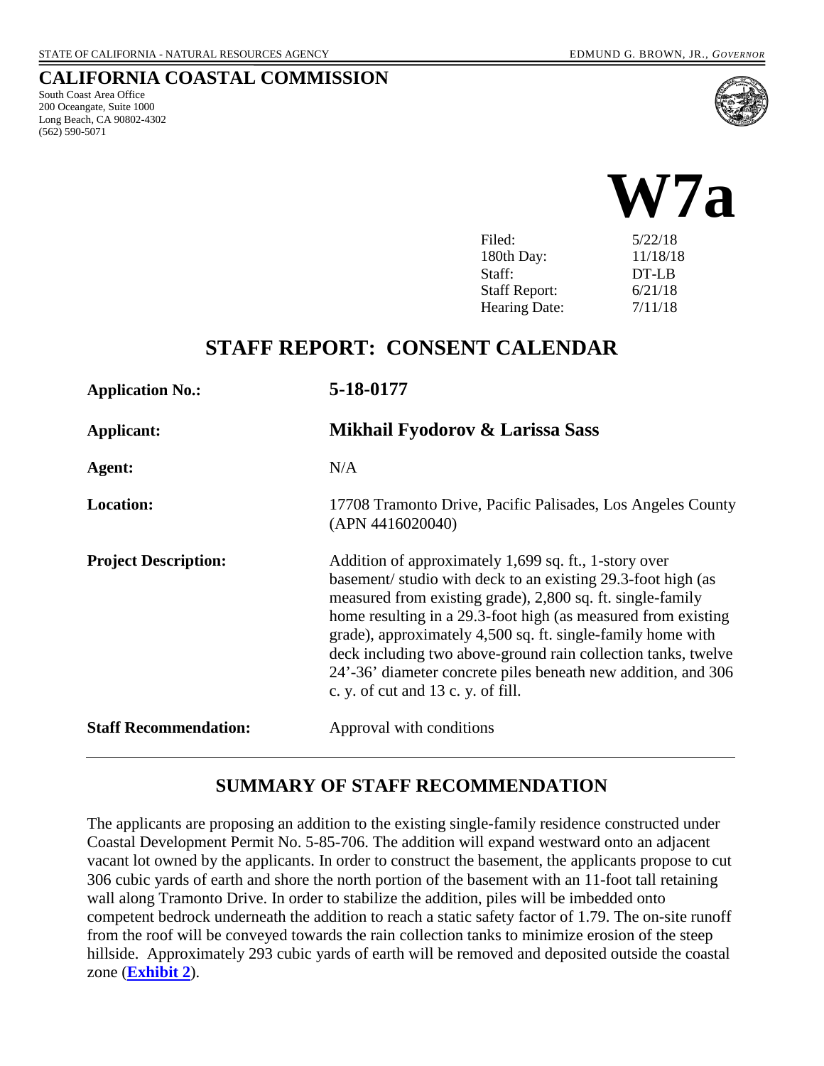STATE OF CALIFORNIA - NATURAL RESOURCES AGENCY EDMUND G. BROWN, JR., *GOVERNOR*

## CALIFORNIA COASTAL COMMISSION

South Coast Area Office
200 Oceangate, Suite 1000
Long Beach, CA 90802-4302
(562) 590-5071

# W7a

| | |
|---|---|
| Filed: | 5/22/18 |
| 180th Day: | 11/18/18 |
| Staff: | DT-LB |
| Staff Report: | 6/21/18 |
| Hearing Date: | 7/11/18 |

## STAFF REPORT: CONSENT CALENDAR

| | |
|---|---|
| **Application No.:** | **5-18-0177** |
| **Applicant:** | **Mikhail Fyodorov & Larissa Sass** |
| **Agent:** | N/A |
| **Location:** | 17708 Tramonto Drive, Pacific Palisades, Los Angeles County (APN 4416020040) |
| **Project Description:** | Addition of approximately 1,699 sq. ft., 1-story over basement/ studio with deck to an existing 29.3-foot high (as measured from existing grade), 2,800 sq. ft. single-family home resulting in a 29.3-foot high (as measured from existing grade), approximately 4,500 sq. ft. single-family home with deck including two above-ground rain collection tanks, twelve 24'-36' diameter concrete piles beneath new addition, and 306 c. y. of cut and 13 c. y. of fill. |
| **Staff Recommendation:** | Approval with conditions |

## SUMMARY OF STAFF RECOMMENDATION

The applicants are proposing an addition to the existing single-family residence constructed under Coastal Development Permit No. 5-85-706. The addition will expand westward onto an adjacent vacant lot owned by the applicants. In order to construct the basement, the applicants propose to cut 306 cubic yards of earth and shore the north portion of the basement with an 11-foot tall retaining wall along Tramonto Drive. In order to stabilize the addition, piles will be imbedded onto competent bedrock underneath the addition to reach a static safety factor of 1.79. The on-site runoff from the roof will be conveyed towards the rain collection tanks to minimize erosion of the steep hillside. Approximately 293 cubic yards of earth will be removed and deposited outside the coastal zone (**Exhibit 2**).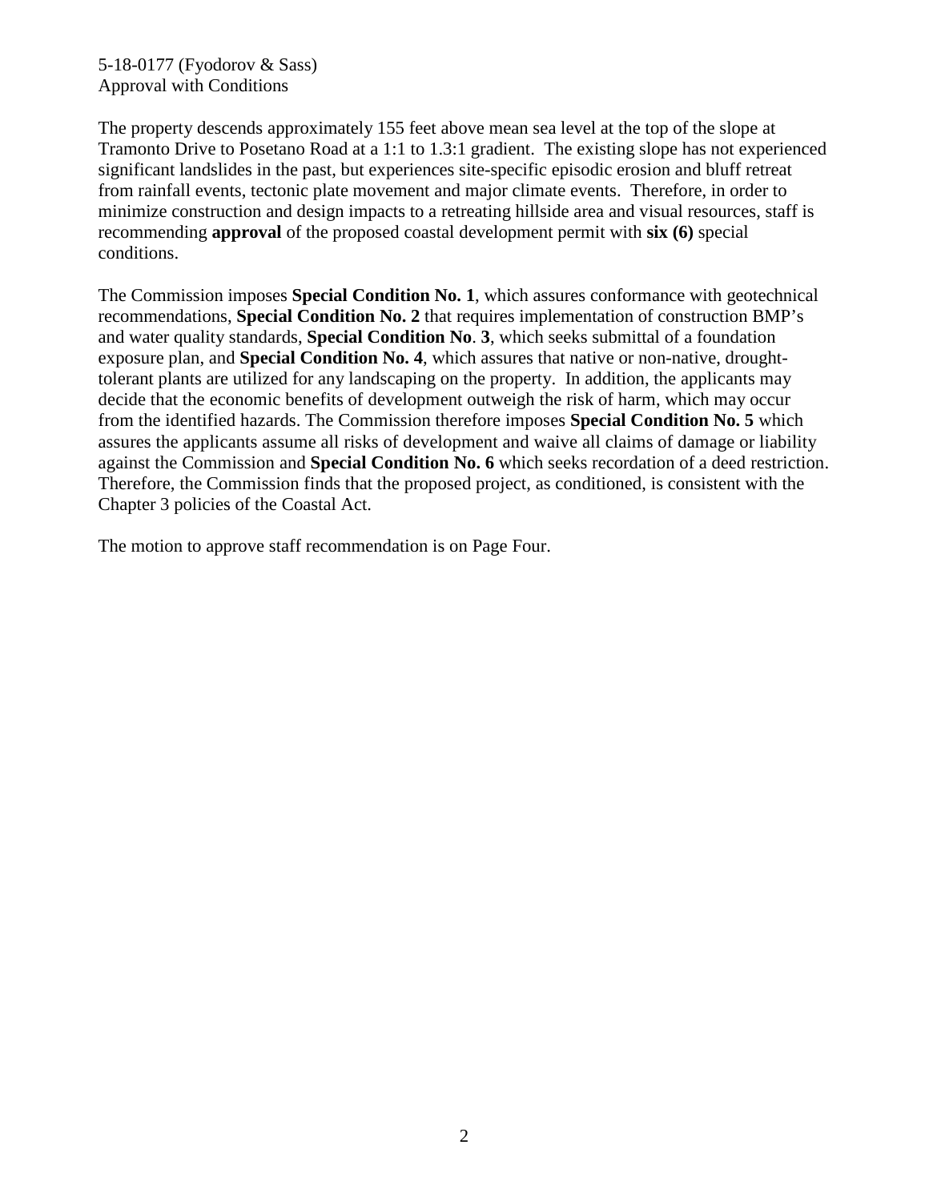The property descends approximately 155 feet above mean sea level at the top of the slope at Tramonto Drive to Posetano Road at a 1:1 to 1.3:1 gradient. The existing slope has not experienced significant landslides in the past, but experiences site-specific episodic erosion and bluff retreat from rainfall events, tectonic plate movement and major climate events. Therefore, in order to minimize construction and design impacts to a retreating hillside area and visual resources, staff is recommending **approval** of the proposed coastal development permit with **six (6)** special conditions.

The Commission imposes **Special Condition No. 1**, which assures conformance with geotechnical recommendations, **Special Condition No. 2** that requires implementation of construction BMP's and water quality standards, **Special Condition No**. **3**, which seeks submittal of a foundation exposure plan, and **Special Condition No. 4**, which assures that native or non-native, drought-tolerant plants are utilized for any landscaping on the property. In addition, the applicants may decide that the economic benefits of development outweigh the risk of harm, which may occur from the identified hazards. The Commission therefore imposes **Special Condition No. 5** which assures the applicants assume all risks of development and waive all claims of damage or liability against the Commission and **Special Condition No. 6** which seeks recordation of a deed restriction. Therefore, the Commission finds that the proposed project, as conditioned, is consistent with the Chapter 3 policies of the Coastal Act.

The motion to approve staff recommendation is on Page Four.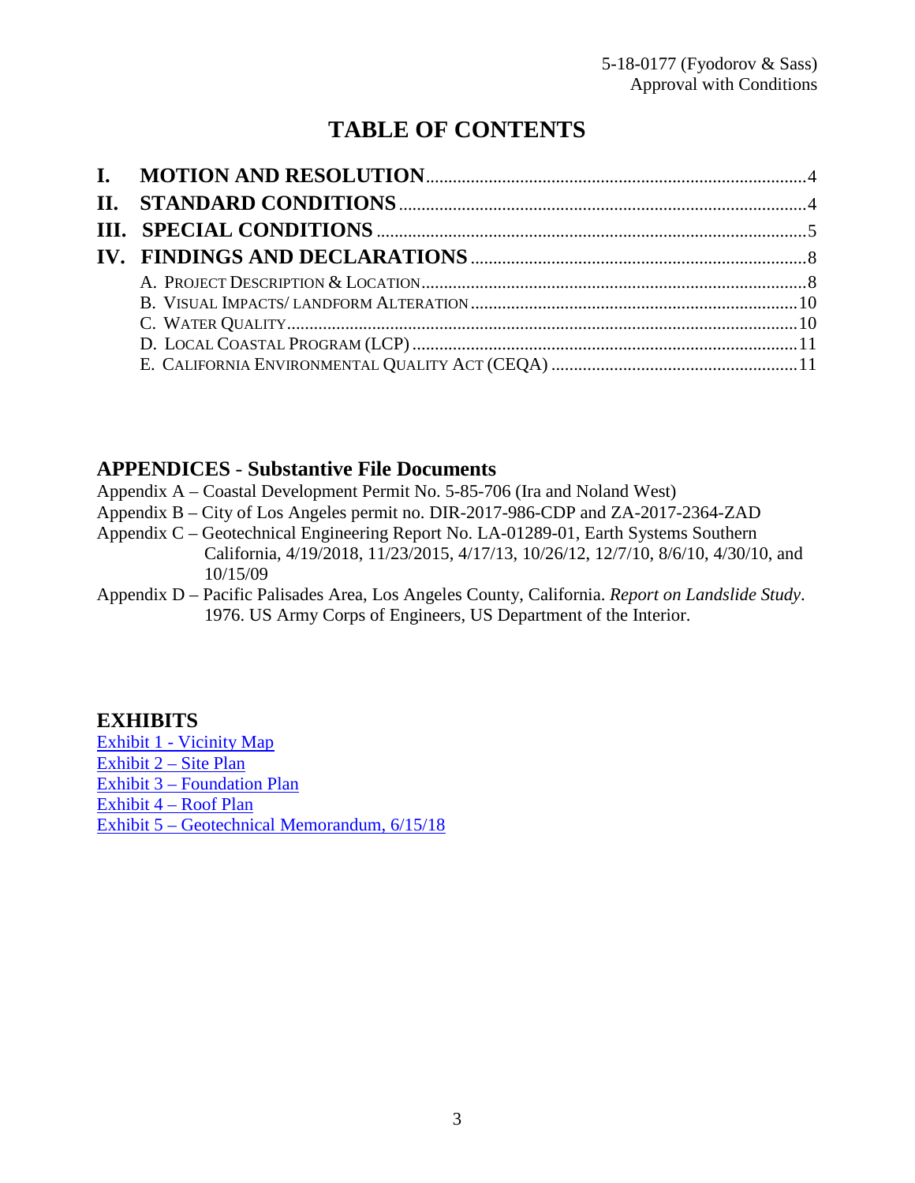# TABLE OF CONTENTS

- **I. MOTION AND RESOLUTION** .......... 4
- **II. STANDARD CONDITIONS** .......... 4
- **III. SPECIAL CONDITIONS** .......... 5
- **IV. FINDINGS AND DECLARATIONS** .......... 8
  - A. PROJECT DESCRIPTION & LOCATION .......... 8
  - B. VISUAL IMPACTS/ LANDFORM ALTERATION .......... 10
  - C. WATER QUALITY .......... 10
  - D. LOCAL COASTAL PROGRAM (LCP) .......... 11
  - E. CALIFORNIA ENVIRONMENTAL QUALITY ACT (CEQA) .......... 11

## APPENDICES - Substantive File Documents

Appendix A – Coastal Development Permit No. 5-85-706 (Ira and Noland West)

Appendix B – City of Los Angeles permit no. DIR-2017-986-CDP and ZA-2017-2364-ZAD

Appendix C – Geotechnical Engineering Report No. LA-01289-01, Earth Systems Southern California, 4/19/2018, 11/23/2015, 4/17/13, 10/26/12, 12/7/10, 8/6/10, 4/30/10, and 10/15/09

Appendix D – Pacific Palisades Area, Los Angeles County, California. *Report on Landslide Study*. 1976. US Army Corps of Engineers, US Department of the Interior.

## EXHIBITS

Exhibit 1 - Vicinity Map

Exhibit 2 – Site Plan

Exhibit 3 – Foundation Plan

Exhibit 4 – Roof Plan

Exhibit 5 – Geotechnical Memorandum, 6/15/18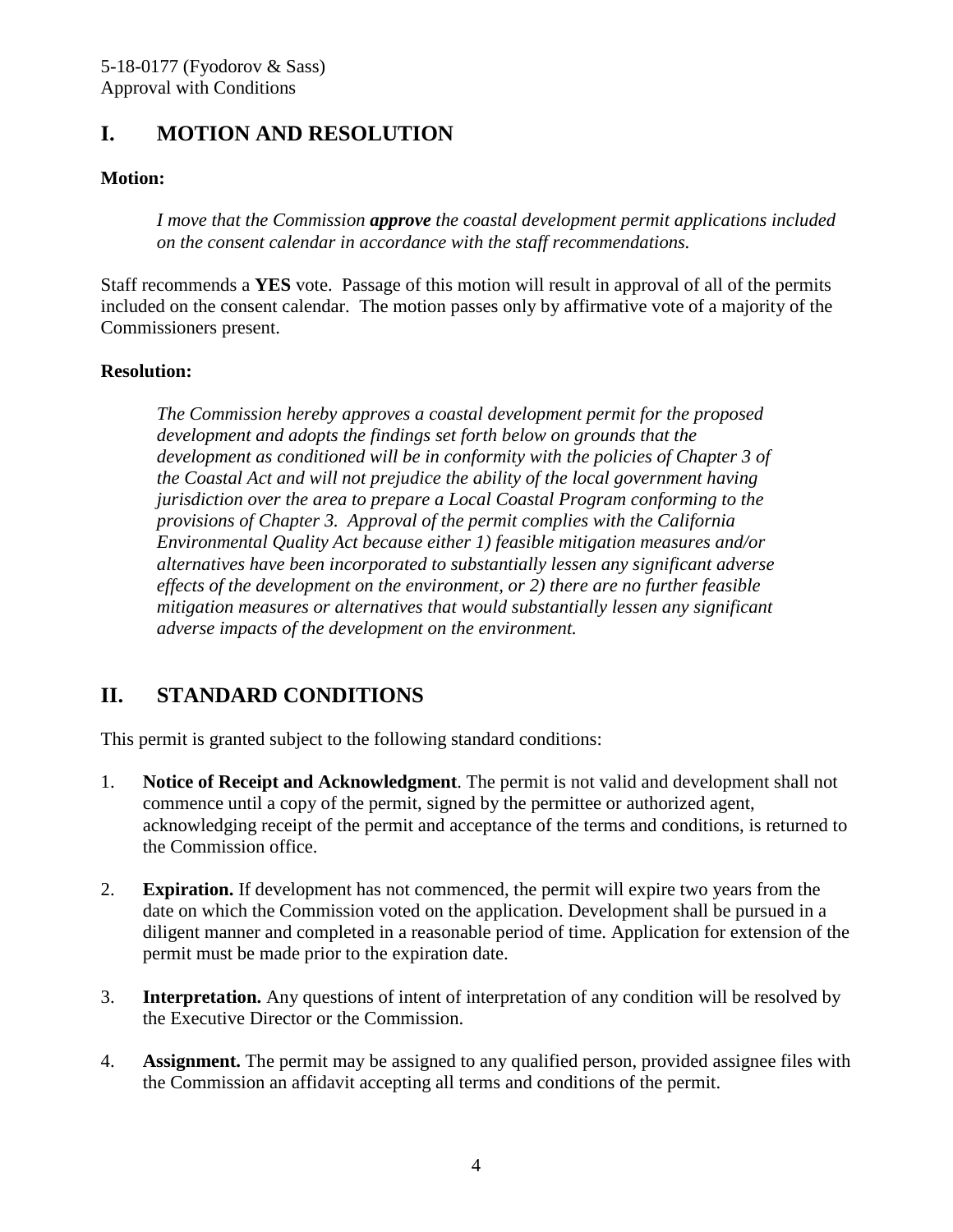## I. MOTION AND RESOLUTION

**Motion:**

*I move that the Commission **approve** the coastal development permit applications included on the consent calendar in accordance with the staff recommendations.*

Staff recommends a **YES** vote. Passage of this motion will result in approval of all of the permits included on the consent calendar. The motion passes only by affirmative vote of a majority of the Commissioners present.

**Resolution:**

*The Commission hereby approves a coastal development permit for the proposed development and adopts the findings set forth below on grounds that the development as conditioned will be in conformity with the policies of Chapter 3 of the Coastal Act and will not prejudice the ability of the local government having jurisdiction over the area to prepare a Local Coastal Program conforming to the provisions of Chapter 3. Approval of the permit complies with the California Environmental Quality Act because either 1) feasible mitigation measures and/or alternatives have been incorporated to substantially lessen any significant adverse effects of the development on the environment, or 2) there are no further feasible mitigation measures or alternatives that would substantially lessen any significant adverse impacts of the development on the environment.*

## II. STANDARD CONDITIONS

This permit is granted subject to the following standard conditions:

1. **Notice of Receipt and Acknowledgment**. The permit is not valid and development shall not commence until a copy of the permit, signed by the permittee or authorized agent, acknowledging receipt of the permit and acceptance of the terms and conditions, is returned to the Commission office.

2. **Expiration.** If development has not commenced, the permit will expire two years from the date on which the Commission voted on the application. Development shall be pursued in a diligent manner and completed in a reasonable period of time. Application for extension of the permit must be made prior to the expiration date.

3. **Interpretation.** Any questions of intent of interpretation of any condition will be resolved by the Executive Director or the Commission.

4. **Assignment.** The permit may be assigned to any qualified person, provided assignee files with the Commission an affidavit accepting all terms and conditions of the permit.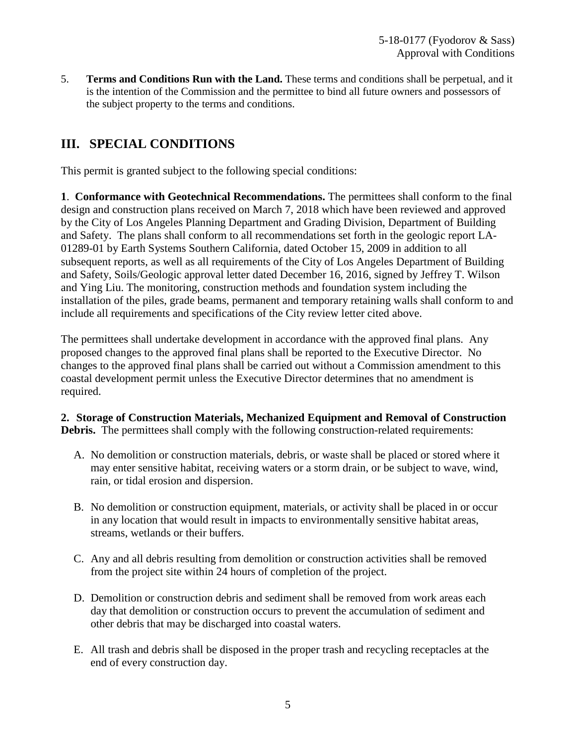5. **Terms and Conditions Run with the Land.** These terms and conditions shall be perpetual, and it is the intention of the Commission and the permittee to bind all future owners and possessors of the subject property to the terms and conditions.

## III. SPECIAL CONDITIONS

This permit is granted subject to the following special conditions:

**1**. **Conformance with Geotechnical Recommendations.** The permittees shall conform to the final design and construction plans received on March 7, 2018 which have been reviewed and approved by the City of Los Angeles Planning Department and Grading Division, Department of Building and Safety. The plans shall conform to all recommendations set forth in the geologic report LA-01289-01 by Earth Systems Southern California, dated October 15, 2009 in addition to all subsequent reports, as well as all requirements of the City of Los Angeles Department of Building and Safety, Soils/Geologic approval letter dated December 16, 2016, signed by Jeffrey T. Wilson and Ying Liu. The monitoring, construction methods and foundation system including the installation of the piles, grade beams, permanent and temporary retaining walls shall conform to and include all requirements and specifications of the City review letter cited above.

The permittees shall undertake development in accordance with the approved final plans. Any proposed changes to the approved final plans shall be reported to the Executive Director. No changes to the approved final plans shall be carried out without a Commission amendment to this coastal development permit unless the Executive Director determines that no amendment is required.

**2. Storage of Construction Materials, Mechanized Equipment and Removal of Construction Debris.** The permittees shall comply with the following construction-related requirements:

A. No demolition or construction materials, debris, or waste shall be placed or stored where it may enter sensitive habitat, receiving waters or a storm drain, or be subject to wave, wind, rain, or tidal erosion and dispersion.

B. No demolition or construction equipment, materials, or activity shall be placed in or occur in any location that would result in impacts to environmentally sensitive habitat areas, streams, wetlands or their buffers.

C. Any and all debris resulting from demolition or construction activities shall be removed from the project site within 24 hours of completion of the project.

D. Demolition or construction debris and sediment shall be removed from work areas each day that demolition or construction occurs to prevent the accumulation of sediment and other debris that may be discharged into coastal waters.

E. All trash and debris shall be disposed in the proper trash and recycling receptacles at the end of every construction day.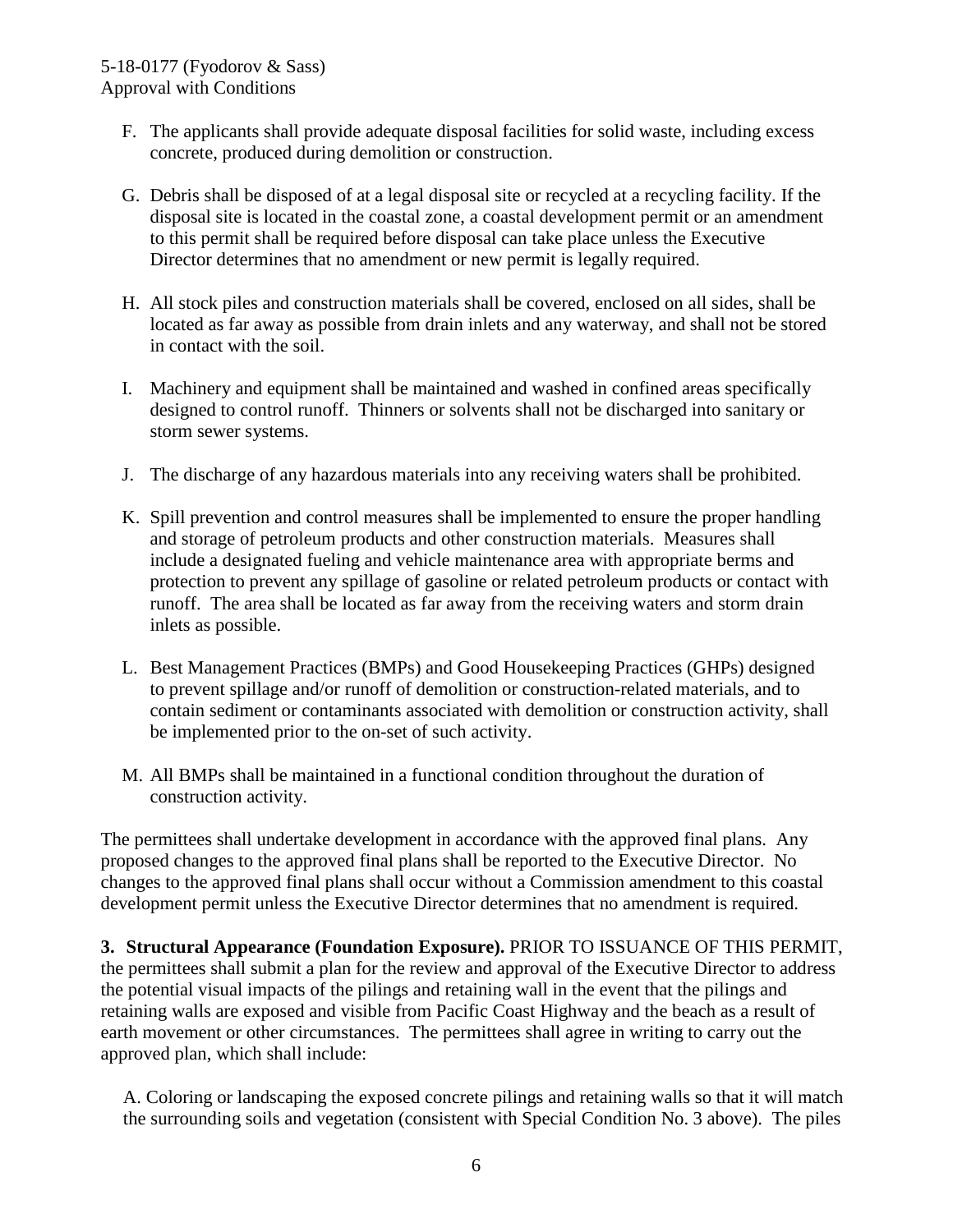F. The applicants shall provide adequate disposal facilities for solid waste, including excess concrete, produced during demolition or construction.

G. Debris shall be disposed of at a legal disposal site or recycled at a recycling facility. If the disposal site is located in the coastal zone, a coastal development permit or an amendment to this permit shall be required before disposal can take place unless the Executive Director determines that no amendment or new permit is legally required.

H. All stock piles and construction materials shall be covered, enclosed on all sides, shall be located as far away as possible from drain inlets and any waterway, and shall not be stored in contact with the soil.

I. Machinery and equipment shall be maintained and washed in confined areas specifically designed to control runoff. Thinners or solvents shall not be discharged into sanitary or storm sewer systems.

J. The discharge of any hazardous materials into any receiving waters shall be prohibited.

K. Spill prevention and control measures shall be implemented to ensure the proper handling and storage of petroleum products and other construction materials. Measures shall include a designated fueling and vehicle maintenance area with appropriate berms and protection to prevent any spillage of gasoline or related petroleum products or contact with runoff. The area shall be located as far away from the receiving waters and storm drain inlets as possible.

L. Best Management Practices (BMPs) and Good Housekeeping Practices (GHPs) designed to prevent spillage and/or runoff of demolition or construction-related materials, and to contain sediment or contaminants associated with demolition or construction activity, shall be implemented prior to the on-set of such activity.

M. All BMPs shall be maintained in a functional condition throughout the duration of construction activity.

The permittees shall undertake development in accordance with the approved final plans. Any proposed changes to the approved final plans shall be reported to the Executive Director. No changes to the approved final plans shall occur without a Commission amendment to this coastal development permit unless the Executive Director determines that no amendment is required.

**3. Structural Appearance (Foundation Exposure).** PRIOR TO ISSUANCE OF THIS PERMIT, the permittees shall submit a plan for the review and approval of the Executive Director to address the potential visual impacts of the pilings and retaining wall in the event that the pilings and retaining walls are exposed and visible from Pacific Coast Highway and the beach as a result of earth movement or other circumstances. The permittees shall agree in writing to carry out the approved plan, which shall include:

A. Coloring or landscaping the exposed concrete pilings and retaining walls so that it will match the surrounding soils and vegetation (consistent with Special Condition No. 3 above). The piles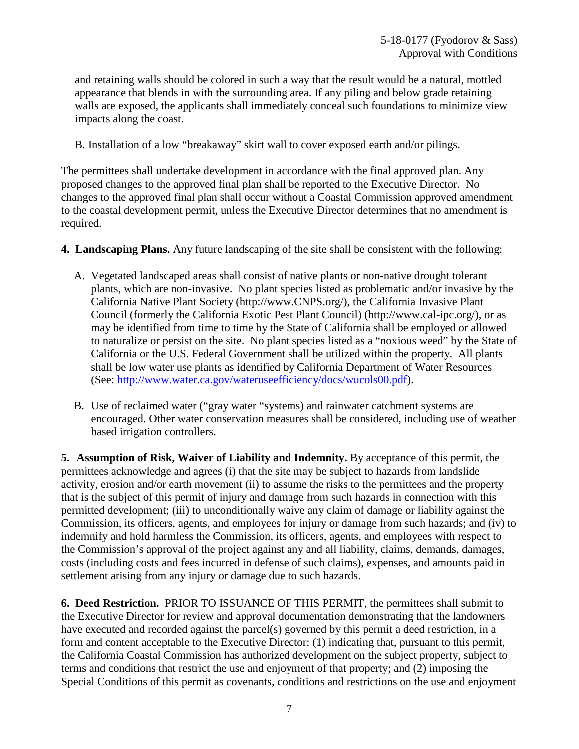and retaining walls should be colored in such a way that the result would be a natural, mottled appearance that blends in with the surrounding area. If any piling and below grade retaining walls are exposed, the applicants shall immediately conceal such foundations to minimize view impacts along the coast.

B. Installation of a low "breakaway" skirt wall to cover exposed earth and/or pilings.

The permittees shall undertake development in accordance with the final approved plan. Any proposed changes to the approved final plan shall be reported to the Executive Director. No changes to the approved final plan shall occur without a Coastal Commission approved amendment to the coastal development permit, unless the Executive Director determines that no amendment is required.

**4. Landscaping Plans.** Any future landscaping of the site shall be consistent with the following:

A. Vegetated landscaped areas shall consist of native plants or non-native drought tolerant plants, which are non-invasive. No plant species listed as problematic and/or invasive by the California Native Plant Society (http://www.CNPS.org/), the California Invasive Plant Council (formerly the California Exotic Pest Plant Council) (http://www.cal-ipc.org/), or as may be identified from time to time by the State of California shall be employed or allowed to naturalize or persist on the site. No plant species listed as a "noxious weed" by the State of California or the U.S. Federal Government shall be utilized within the property. All plants shall be low water use plants as identified by California Department of Water Resources (See: http://www.water.ca.gov/wateruseefficiency/docs/wucols00.pdf).

B. Use of reclaimed water ("gray water "systems) and rainwater catchment systems are encouraged. Other water conservation measures shall be considered, including use of weather based irrigation controllers.

**5. Assumption of Risk, Waiver of Liability and Indemnity.** By acceptance of this permit, the permittees acknowledge and agrees (i) that the site may be subject to hazards from landslide activity, erosion and/or earth movement (ii) to assume the risks to the permittees and the property that is the subject of this permit of injury and damage from such hazards in connection with this permitted development; (iii) to unconditionally waive any claim of damage or liability against the Commission, its officers, agents, and employees for injury or damage from such hazards; and (iv) to indemnify and hold harmless the Commission, its officers, agents, and employees with respect to the Commission's approval of the project against any and all liability, claims, demands, damages, costs (including costs and fees incurred in defense of such claims), expenses, and amounts paid in settlement arising from any injury or damage due to such hazards.

**6. Deed Restriction.** PRIOR TO ISSUANCE OF THIS PERMIT, the permittees shall submit to the Executive Director for review and approval documentation demonstrating that the landowners have executed and recorded against the parcel(s) governed by this permit a deed restriction, in a form and content acceptable to the Executive Director: (1) indicating that, pursuant to this permit, the California Coastal Commission has authorized development on the subject property, subject to terms and conditions that restrict the use and enjoyment of that property; and (2) imposing the Special Conditions of this permit as covenants, conditions and restrictions on the use and enjoyment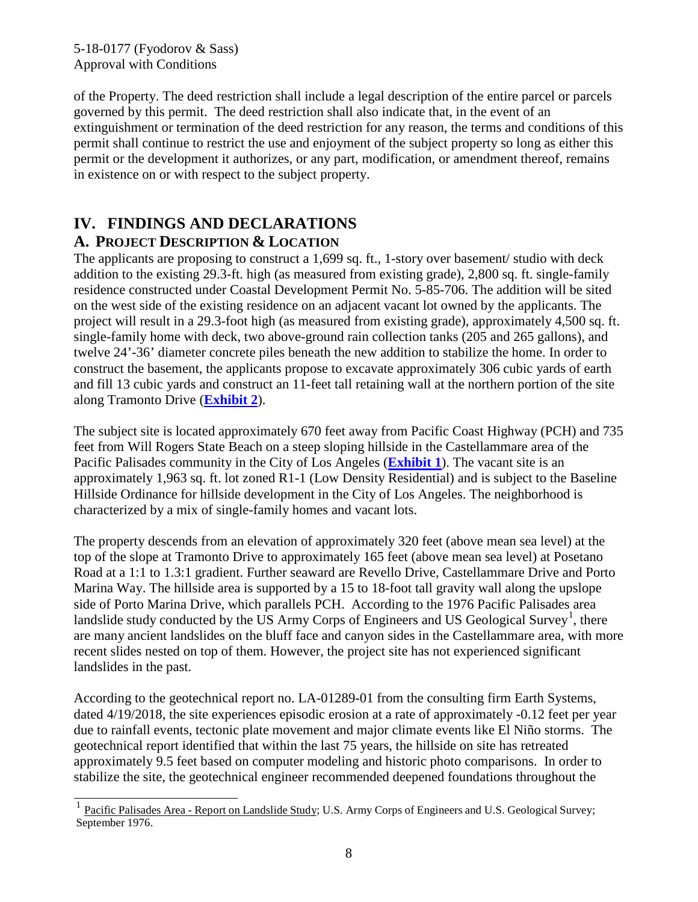of the Property. The deed restriction shall include a legal description of the entire parcel or parcels governed by this permit. The deed restriction shall also indicate that, in the event of an extinguishment or termination of the deed restriction for any reason, the terms and conditions of this permit shall continue to restrict the use and enjoyment of the subject property so long as either this permit or the development it authorizes, or any part, modification, or amendment thereof, remains in existence on or with respect to the subject property.

# IV. FINDINGS AND DECLARATIONS

## A. PROJECT DESCRIPTION & LOCATION

The applicants are proposing to construct a 1,699 sq. ft., 1-story over basement/ studio with deck addition to the existing 29.3-ft. high (as measured from existing grade), 2,800 sq. ft. single-family residence constructed under Coastal Development Permit No. 5-85-706. The addition will be sited on the west side of the existing residence on an adjacent vacant lot owned by the applicants. The project will result in a 29.3-foot high (as measured from existing grade), approximately 4,500 sq. ft. single-family home with deck, two above-ground rain collection tanks (205 and 265 gallons), and twelve 24'-36' diameter concrete piles beneath the new addition to stabilize the home. In order to construct the basement, the applicants propose to excavate approximately 306 cubic yards of earth and fill 13 cubic yards and construct an 11-feet tall retaining wall at the northern portion of the site along Tramonto Drive (**Exhibit 2**).

The subject site is located approximately 670 feet away from Pacific Coast Highway (PCH) and 735 feet from Will Rogers State Beach on a steep sloping hillside in the Castellammare area of the Pacific Palisades community in the City of Los Angeles (**Exhibit 1**). The vacant site is an approximately 1,963 sq. ft. lot zoned R1-1 (Low Density Residential) and is subject to the Baseline Hillside Ordinance for hillside development in the City of Los Angeles. The neighborhood is characterized by a mix of single-family homes and vacant lots.

The property descends from an elevation of approximately 320 feet (above mean sea level) at the top of the slope at Tramonto Drive to approximately 165 feet (above mean sea level) at Posetano Road at a 1:1 to 1.3:1 gradient. Further seaward are Revello Drive, Castellammare Drive and Porto Marina Way. The hillside area is supported by a 15 to 18-foot tall gravity wall along the upslope side of Porto Marina Drive, which parallels PCH. According to the 1976 Pacific Palisades area landslide study conducted by the US Army Corps of Engineers and US Geological Survey[1], there are many ancient landslides on the bluff face and canyon sides in the Castellammare area, with more recent slides nested on top of them. However, the project site has not experienced significant landslides in the past.

According to the geotechnical report no. LA-01289-01 from the consulting firm Earth Systems, dated 4/19/2018, the site experiences episodic erosion at a rate of approximately -0.12 feet per year due to rainfall events, tectonic plate movement and major climate events like El Niño storms. The geotechnical report identified that within the last 75 years, the hillside on site has retreated approximately 9.5 feet based on computer modeling and historic photo comparisons. In order to stabilize the site, the geotechnical engineer recommended deepened foundations throughout the

[1] Pacific Palisades Area - Report on Landslide Study; U.S. Army Corps of Engineers and U.S. Geological Survey; September 1976.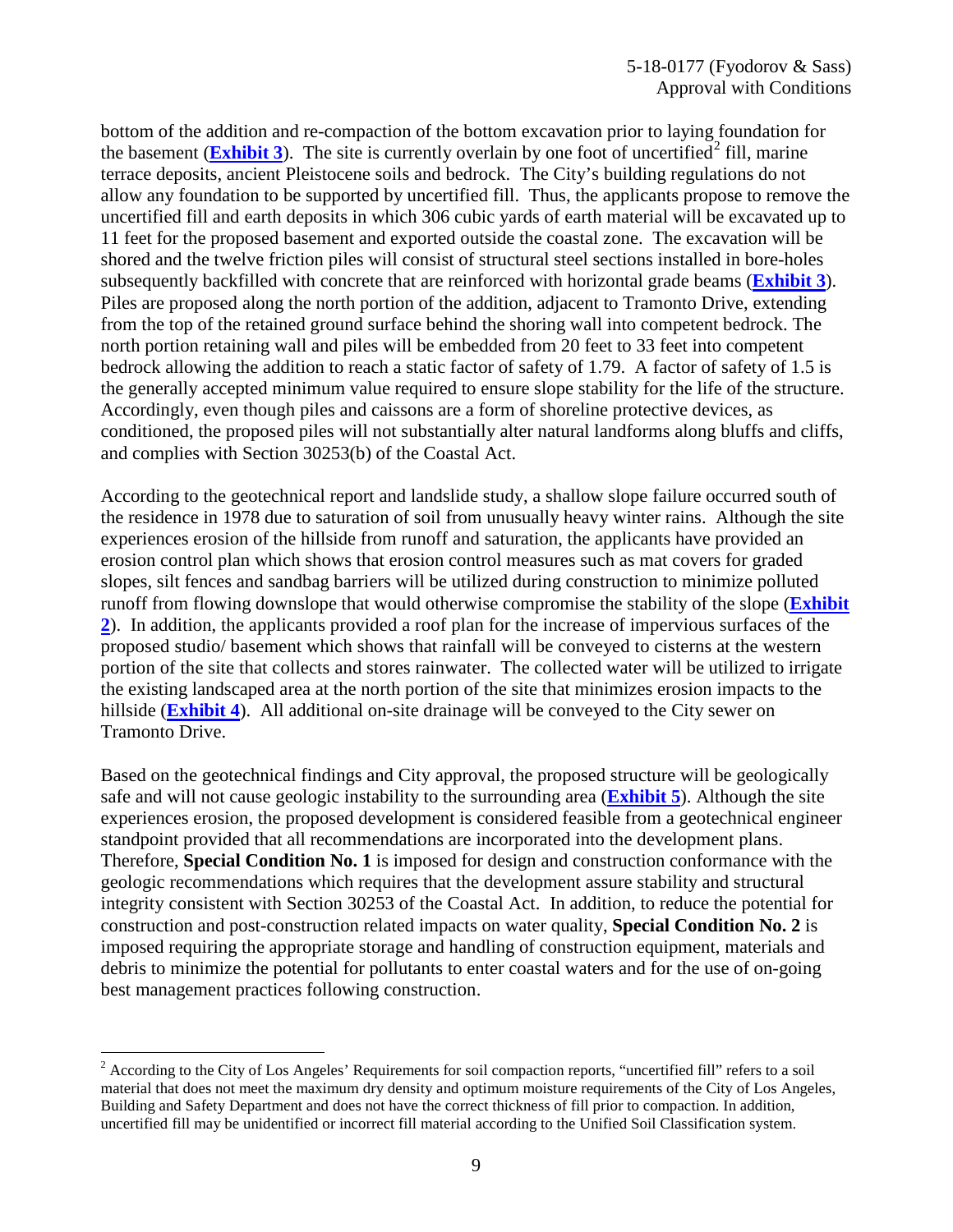bottom of the addition and re-compaction of the bottom excavation prior to laying foundation for the basement (**Exhibit 3**). The site is currently overlain by one foot of uncertified[2] fill, marine terrace deposits, ancient Pleistocene soils and bedrock. The City's building regulations do not allow any foundation to be supported by uncertified fill. Thus, the applicants propose to remove the uncertified fill and earth deposits in which 306 cubic yards of earth material will be excavated up to 11 feet for the proposed basement and exported outside the coastal zone. The excavation will be shored and the twelve friction piles will consist of structural steel sections installed in bore-holes subsequently backfilled with concrete that are reinforced with horizontal grade beams (**Exhibit 3**). Piles are proposed along the north portion of the addition, adjacent to Tramonto Drive, extending from the top of the retained ground surface behind the shoring wall into competent bedrock. The north portion retaining wall and piles will be embedded from 20 feet to 33 feet into competent bedrock allowing the addition to reach a static factor of safety of 1.79. A factor of safety of 1.5 is the generally accepted minimum value required to ensure slope stability for the life of the structure. Accordingly, even though piles and caissons are a form of shoreline protective devices, as conditioned, the proposed piles will not substantially alter natural landforms along bluffs and cliffs, and complies with Section 30253(b) of the Coastal Act.

According to the geotechnical report and landslide study, a shallow slope failure occurred south of the residence in 1978 due to saturation of soil from unusually heavy winter rains. Although the site experiences erosion of the hillside from runoff and saturation, the applicants have provided an erosion control plan which shows that erosion control measures such as mat covers for graded slopes, silt fences and sandbag barriers will be utilized during construction to minimize polluted runoff from flowing downslope that would otherwise compromise the stability of the slope (**Exhibit 2**). In addition, the applicants provided a roof plan for the increase of impervious surfaces of the proposed studio/ basement which shows that rainfall will be conveyed to cisterns at the western portion of the site that collects and stores rainwater. The collected water will be utilized to irrigate the existing landscaped area at the north portion of the site that minimizes erosion impacts to the hillside (**Exhibit 4**). All additional on-site drainage will be conveyed to the City sewer on Tramonto Drive.

Based on the geotechnical findings and City approval, the proposed structure will be geologically safe and will not cause geologic instability to the surrounding area (**Exhibit 5**). Although the site experiences erosion, the proposed development is considered feasible from a geotechnical engineer standpoint provided that all recommendations are incorporated into the development plans. Therefore, **Special Condition No. 1** is imposed for design and construction conformance with the geologic recommendations which requires that the development assure stability and structural integrity consistent with Section 30253 of the Coastal Act. In addition, to reduce the potential for construction and post-construction related impacts on water quality, **Special Condition No. 2** is imposed requiring the appropriate storage and handling of construction equipment, materials and debris to minimize the potential for pollutants to enter coastal waters and for the use of on-going best management practices following construction.

---

[2] According to the City of Los Angeles' Requirements for soil compaction reports, "uncertified fill" refers to a soil material that does not meet the maximum dry density and optimum moisture requirements of the City of Los Angeles, Building and Safety Department and does not have the correct thickness of fill prior to compaction. In addition, uncertified fill may be unidentified or incorrect fill material according to the Unified Soil Classification system.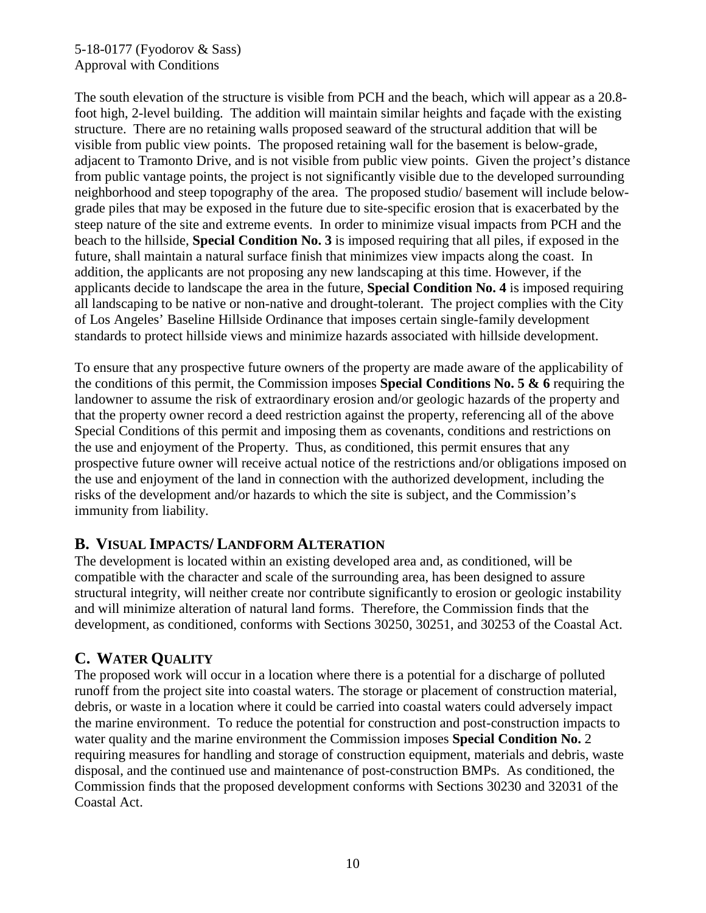The south elevation of the structure is visible from PCH and the beach, which will appear as a 20.8-foot high, 2-level building. The addition will maintain similar heights and façade with the existing structure. There are no retaining walls proposed seaward of the structural addition that will be visible from public view points. The proposed retaining wall for the basement is below-grade, adjacent to Tramonto Drive, and is not visible from public view points. Given the project's distance from public vantage points, the project is not significantly visible due to the developed surrounding neighborhood and steep topography of the area. The proposed studio/ basement will include below-grade piles that may be exposed in the future due to site-specific erosion that is exacerbated by the steep nature of the site and extreme events. In order to minimize visual impacts from PCH and the beach to the hillside, **Special Condition No. 3** is imposed requiring that all piles, if exposed in the future, shall maintain a natural surface finish that minimizes view impacts along the coast. In addition, the applicants are not proposing any new landscaping at this time. However, if the applicants decide to landscape the area in the future, **Special Condition No. 4** is imposed requiring all landscaping to be native or non-native and drought-tolerant. The project complies with the City of Los Angeles' Baseline Hillside Ordinance that imposes certain single-family development standards to protect hillside views and minimize hazards associated with hillside development.

To ensure that any prospective future owners of the property are made aware of the applicability of the conditions of this permit, the Commission imposes **Special Conditions No. 5 & 6** requiring the landowner to assume the risk of extraordinary erosion and/or geologic hazards of the property and that the property owner record a deed restriction against the property, referencing all of the above Special Conditions of this permit and imposing them as covenants, conditions and restrictions on the use and enjoyment of the Property. Thus, as conditioned, this permit ensures that any prospective future owner will receive actual notice of the restrictions and/or obligations imposed on the use and enjoyment of the land in connection with the authorized development, including the risks of the development and/or hazards to which the site is subject, and the Commission's immunity from liability.

## B. VISUAL IMPACTS/ LANDFORM ALTERATION

The development is located within an existing developed area and, as conditioned, will be compatible with the character and scale of the surrounding area, has been designed to assure structural integrity, will neither create nor contribute significantly to erosion or geologic instability and will minimize alteration of natural land forms. Therefore, the Commission finds that the development, as conditioned, conforms with Sections 30250, 30251, and 30253 of the Coastal Act.

## C. WATER QUALITY

The proposed work will occur in a location where there is a potential for a discharge of polluted runoff from the project site into coastal waters. The storage or placement of construction material, debris, or waste in a location where it could be carried into coastal waters could adversely impact the marine environment. To reduce the potential for construction and post-construction impacts to water quality and the marine environment the Commission imposes **Special Condition No.** 2 requiring measures for handling and storage of construction equipment, materials and debris, waste disposal, and the continued use and maintenance of post-construction BMPs. As conditioned, the Commission finds that the proposed development conforms with Sections 30230 and 32031 of the Coastal Act.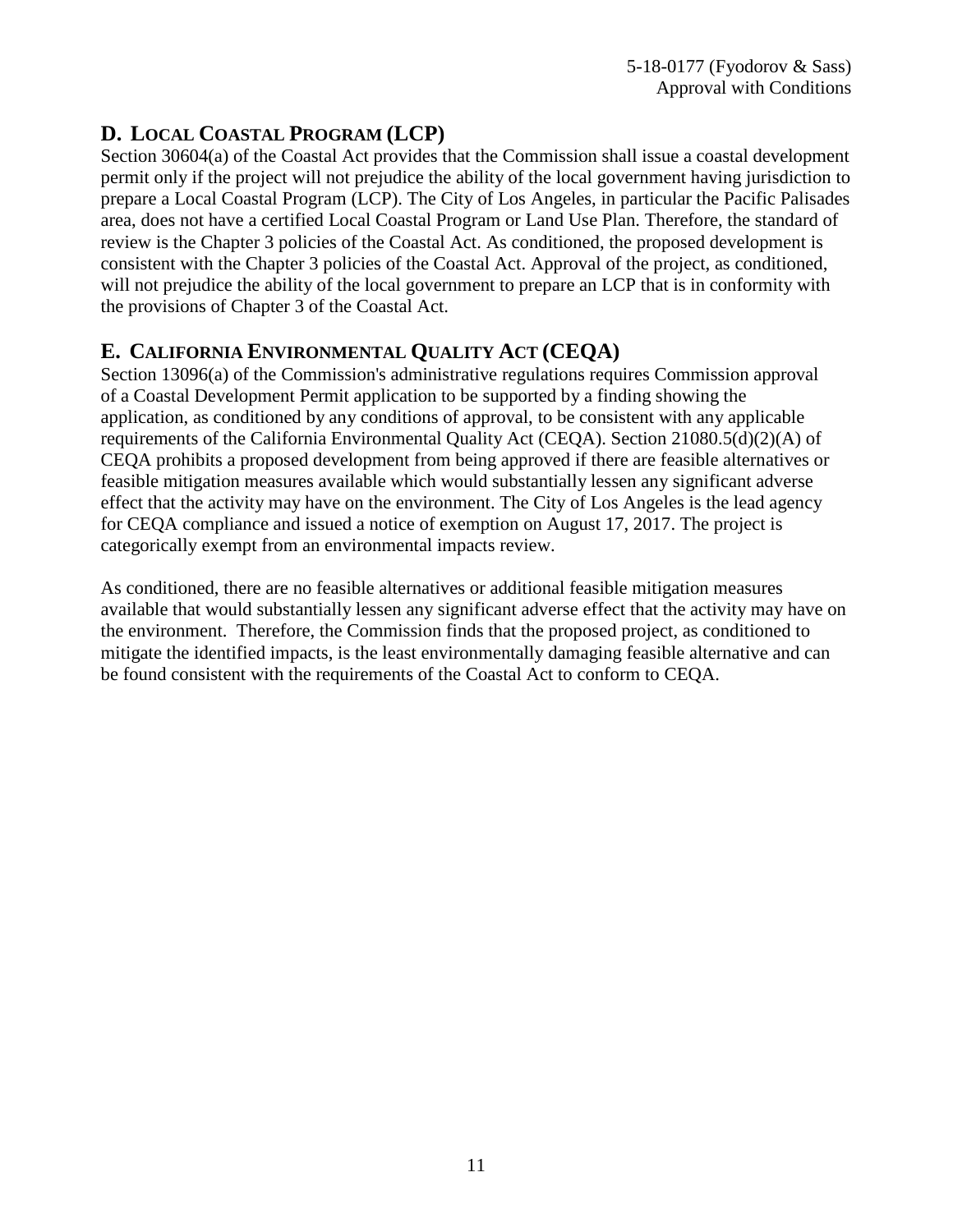## D. Local Coastal Program (LCP)

Section 30604(a) of the Coastal Act provides that the Commission shall issue a coastal development permit only if the project will not prejudice the ability of the local government having jurisdiction to prepare a Local Coastal Program (LCP). The City of Los Angeles, in particular the Pacific Palisades area, does not have a certified Local Coastal Program or Land Use Plan. Therefore, the standard of review is the Chapter 3 policies of the Coastal Act. As conditioned, the proposed development is consistent with the Chapter 3 policies of the Coastal Act. Approval of the project, as conditioned, will not prejudice the ability of the local government to prepare an LCP that is in conformity with the provisions of Chapter 3 of the Coastal Act.

## E. California Environmental Quality Act (CEQA)

Section 13096(a) of the Commission's administrative regulations requires Commission approval of a Coastal Development Permit application to be supported by a finding showing the application, as conditioned by any conditions of approval, to be consistent with any applicable requirements of the California Environmental Quality Act (CEQA). Section 21080.5(d)(2)(A) of CEQA prohibits a proposed development from being approved if there are feasible alternatives or feasible mitigation measures available which would substantially lessen any significant adverse effect that the activity may have on the environment. The City of Los Angeles is the lead agency for CEQA compliance and issued a notice of exemption on August 17, 2017. The project is categorically exempt from an environmental impacts review.

As conditioned, there are no feasible alternatives or additional feasible mitigation measures available that would substantially lessen any significant adverse effect that the activity may have on the environment. Therefore, the Commission finds that the proposed project, as conditioned to mitigate the identified impacts, is the least environmentally damaging feasible alternative and can be found consistent with the requirements of the Coastal Act to conform to CEQA.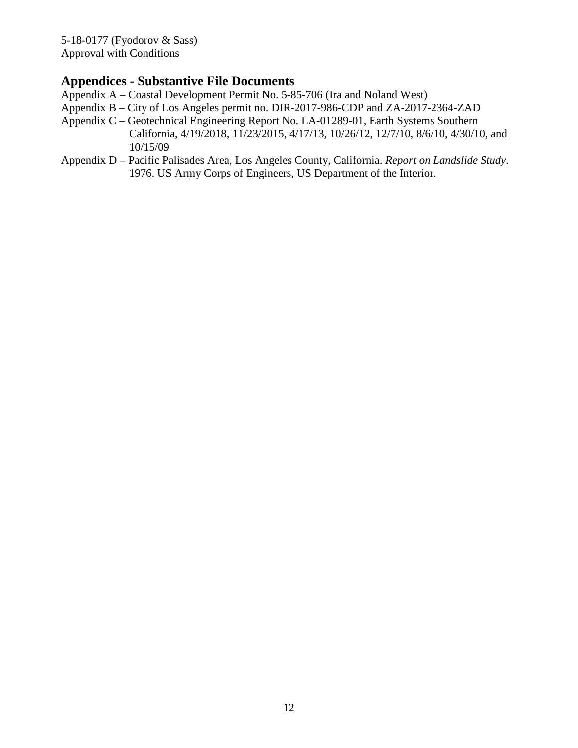## Appendices - Substantive File Documents

Appendix A – Coastal Development Permit No. 5-85-706 (Ira and Noland West)

Appendix B – City of Los Angeles permit no. DIR-2017-986-CDP and ZA-2017-2364-ZAD

Appendix C – Geotechnical Engineering Report No. LA-01289-01, Earth Systems Southern California, 4/19/2018, 11/23/2015, 4/17/13, 10/26/12, 12/7/10, 8/6/10, 4/30/10, and 10/15/09

Appendix D – Pacific Palisades Area, Los Angeles County, California. *Report on Landslide Study*. 1976. US Army Corps of Engineers, US Department of the Interior.